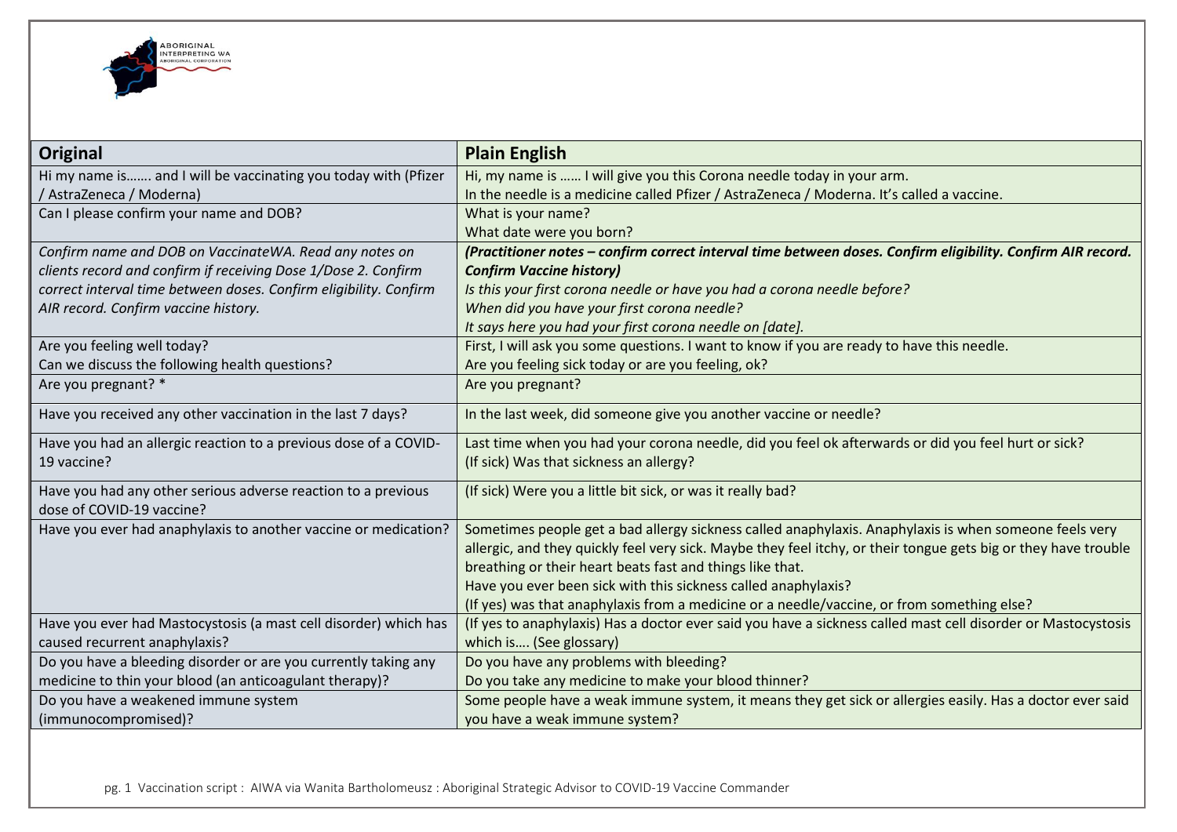| Original | Plain English |
| --- | --- |
| Hi my name is……. and I will be vaccinating you today with (Pfizer / AstraZeneca / Moderna) | Hi, my name is …… I will give you this Corona needle today in your arm.<br>In the needle is a medicine called Pfizer / AstraZeneca / Moderna. It's called a vaccine. |
| Can I please confirm your name and DOB? | What is your name?<br>What date were you born? |
| *Confirm name and DOB on VaccinateWA. Read any notes on clients record and confirm if receiving Dose 1/Dose 2. Confirm correct interval time between doses. Confirm eligibility. Confirm AIR record. Confirm vaccine history.* | ***(Practitioner notes – confirm correct interval time between doses. Confirm eligibility. Confirm AIR record. Confirm Vaccine history)***<br>*Is this your first corona needle or have you had a corona needle before?*<br>*When did you have your first corona needle?*<br>*It says here you had your first corona needle on [date].* |
| Are you feeling well today?<br>Can we discuss the following health questions? | First, I will ask you some questions. I want to know if you are ready to have this needle.<br>Are you feeling sick today or are you feeling, ok? |
| Are you pregnant? * | Are you pregnant? |
| Have you received any other vaccination in the last 7 days? | In the last week, did someone give you another vaccine or needle? |
| Have you had an allergic reaction to a previous dose of a COVID-19 vaccine? | Last time when you had your corona needle, did you feel ok afterwards or did you feel hurt or sick?<br>(If sick) Was that sickness an allergy? |
| Have you had any other serious adverse reaction to a previous dose of COVID-19 vaccine? | (If sick) Were you a little bit sick, or was it really bad? |
| Have you ever had anaphylaxis to another vaccine or medication? | Sometimes people get a bad allergy sickness called anaphylaxis. Anaphylaxis is when someone feels very allergic, and they quickly feel very sick. Maybe they feel itchy, or their tongue gets big or they have trouble breathing or their heart beats fast and things like that.<br>Have you ever been sick with this sickness called anaphylaxis?<br>(If yes) was that anaphylaxis from a medicine or a needle/vaccine, or from something else? |
| Have you ever had Mastocystosis (a mast cell disorder) which has caused recurrent anaphylaxis? | (If yes to anaphylaxis) Has a doctor ever said you have a sickness called mast cell disorder or Mastocystosis which is…. (See glossary) |
| Do you have a bleeding disorder or are you currently taking any medicine to thin your blood (an anticoagulant therapy)? | Do you have any problems with bleeding?<br>Do you take any medicine to make your blood thinner? |
| Do you have a weakened immune system (immunocompromised)? | Some people have a weak immune system, it means they get sick or allergies easily. Has a doctor ever said you have a weak immune system? |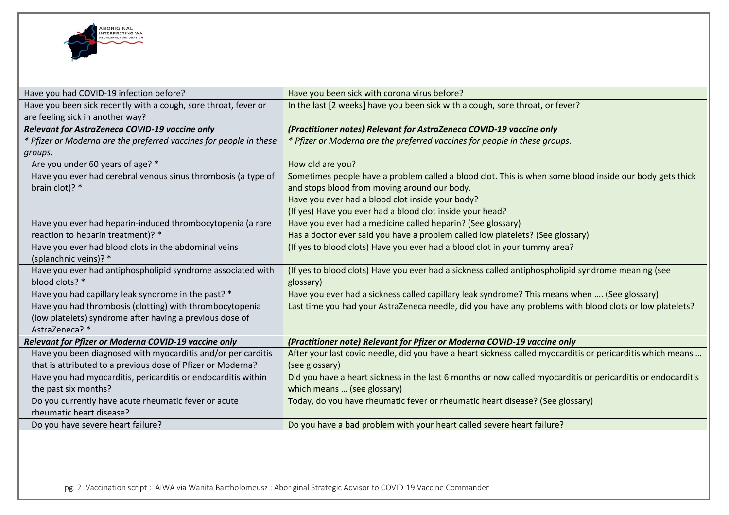| Have you had COVID-19 infection before? | Have you been sick with corona virus before? |
|---|---|
| Have you been sick recently with a cough, sore throat, fever or are feeling sick in another way? | In the last [2 weeks] have you been sick with a cough, sore throat, or fever? |
| ***Relevant for AstraZeneca COVID-19 vaccine only*** *\* Pfizer or Moderna are the preferred vaccines for people in these groups.* | ***(Practitioner notes) Relevant for AstraZeneca COVID-19 vaccine only*** *\* Pfizer or Moderna are the preferred vaccines for people in these groups.* |
| Are you under 60 years of age? * | How old are you? |
| Have you ever had cerebral venous sinus thrombosis (a type of brain clot)? * | Sometimes people have a problem called a blood clot. This is when some blood inside our body gets thick and stops blood from moving around our body.<br>Have you ever had a blood clot inside your body?<br>(If yes) Have you ever had a blood clot inside your head? |
| Have you ever had heparin-induced thrombocytopenia (a rare reaction to heparin treatment)? * | Have you ever had a medicine called heparin? (See glossary)<br>Has a doctor ever said you have a problem called low platelets? (See glossary) |
| Have you ever had blood clots in the abdominal veins (splanchnic veins)? * | (If yes to blood clots) Have you ever had a blood clot in your tummy area? |
| Have you ever had antiphospholipid syndrome associated with blood clots? * | (If yes to blood clots) Have you ever had a sickness called antiphospholipid syndrome meaning (see glossary) |
| Have you had capillary leak syndrome in the past? * | Have you ever had a sickness called capillary leak syndrome? This means when …. (See glossary) |
| Have you had thrombosis (clotting) with thrombocytopenia (low platelets) syndrome after having a previous dose of AstraZeneca? * | Last time you had your AstraZeneca needle, did you have any problems with blood clots or low platelets? |
| ***Relevant for Pfizer or Moderna COVID-19 vaccine only*** | ***(Practitioner note) Relevant for Pfizer or Moderna COVID-19 vaccine only*** |
| Have you been diagnosed with myocarditis and/or pericarditis that is attributed to a previous dose of Pfizer or Moderna? | After your last covid needle, did you have a heart sickness called myocarditis or pericarditis which means … (see glossary) |
| Have you had myocarditis, pericarditis or endocarditis within the past six months? | Did you have a heart sickness in the last 6 months or now called myocarditis or pericarditis or endocarditis which means … (see glossary) |
| Do you currently have acute rheumatic fever or acute rheumatic heart disease? | Today, do you have rheumatic fever or rheumatic heart disease? (See glossary) |
| Do you have severe heart failure? | Do you have a bad problem with your heart called severe heart failure? |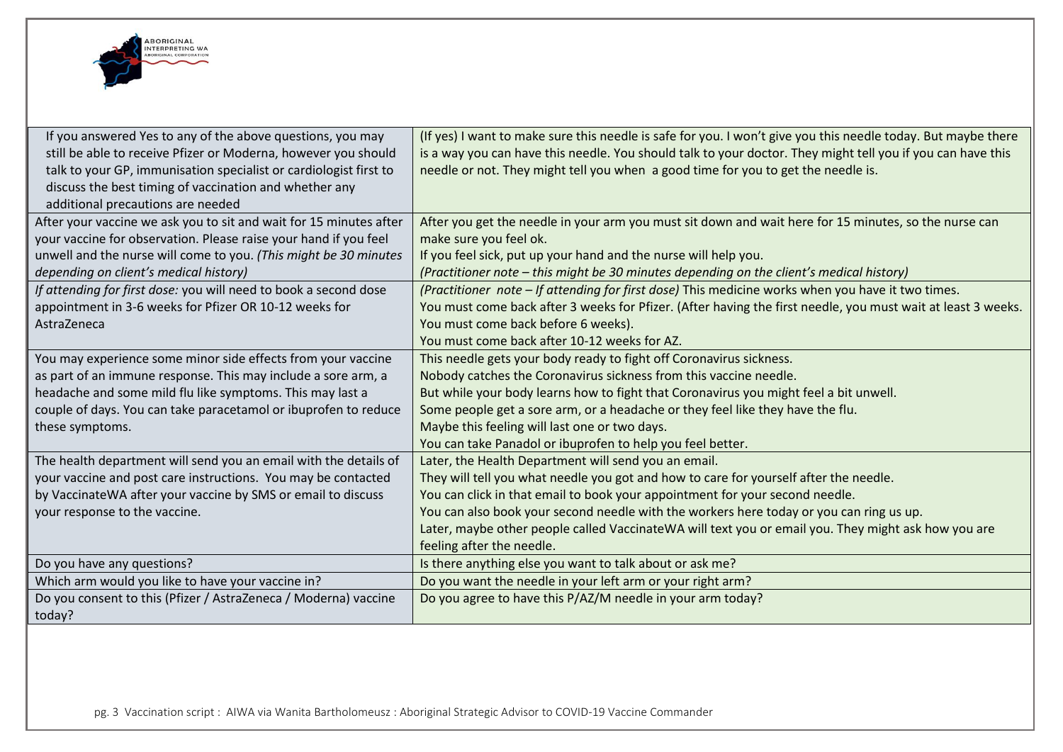| | |
|---|---|
| If you answered Yes to any of the above questions, you may still be able to receive Pfizer or Moderna, however you should talk to your GP, immunisation specialist or cardiologist first to discuss the best timing of vaccination and whether any additional precautions are needed | (If yes) I want to make sure this needle is safe for you. I won't give you this needle today. But maybe there is a way you can have this needle. You should talk to your doctor. They might tell you if you can have this needle or not. They might tell you when a good time for you to get the needle is. |
| After your vaccine we ask you to sit and wait for 15 minutes after your vaccine for observation. Please raise your hand if you feel unwell and the nurse will come to you. *(This might be 30 minutes depending on client's medical history)* | After you get the needle in your arm you must sit down and wait here for 15 minutes, so the nurse can make sure you feel ok.<br>If you feel sick, put up your hand and the nurse will help you.<br>*(Practitioner note – this might be 30 minutes depending on the client's medical history)* |
| *If attending for first dose:* you will need to book a second dose appointment in 3-6 weeks for Pfizer OR 10-12 weeks for AstraZeneca | *(Practitioner note – If attending for first dose)* This medicine works when you have it two times.<br>You must come back after 3 weeks for Pfizer. (After having the first needle, you must wait at least 3 weeks. You must come back before 6 weeks).<br>You must come back after 10-12 weeks for AZ. |
| You may experience some minor side effects from your vaccine as part of an immune response. This may include a sore arm, a headache and some mild flu like symptoms. This may last a couple of days. You can take paracetamol or ibuprofen to reduce these symptoms. | This needle gets your body ready to fight off Coronavirus sickness.<br>Nobody catches the Coronavirus sickness from this vaccine needle.<br>But while your body learns how to fight that Coronavirus you might feel a bit unwell.<br>Some people get a sore arm, or a headache or they feel like they have the flu.<br>Maybe this feeling will last one or two days.<br>You can take Panadol or ibuprofen to help you feel better. |
| The health department will send you an email with the details of your vaccine and post care instructions. You may be contacted by VaccinateWA after your vaccine by SMS or email to discuss your response to the vaccine. | Later, the Health Department will send you an email.<br>They will tell you what needle you got and how to care for yourself after the needle.<br>You can click in that email to book your appointment for your second needle.<br>You can also book your second needle with the workers here today or you can ring us up.<br>Later, maybe other people called VaccinateWA will text you or email you. They might ask how you are feeling after the needle. |
| Do you have any questions? | Is there anything else you want to talk about or ask me? |
| Which arm would you like to have your vaccine in? | Do you want the needle in your left arm or your right arm? |
| Do you consent to this (Pfizer / AstraZeneca / Moderna) vaccine today? | Do you agree to have this P/AZ/M needle in your arm today? |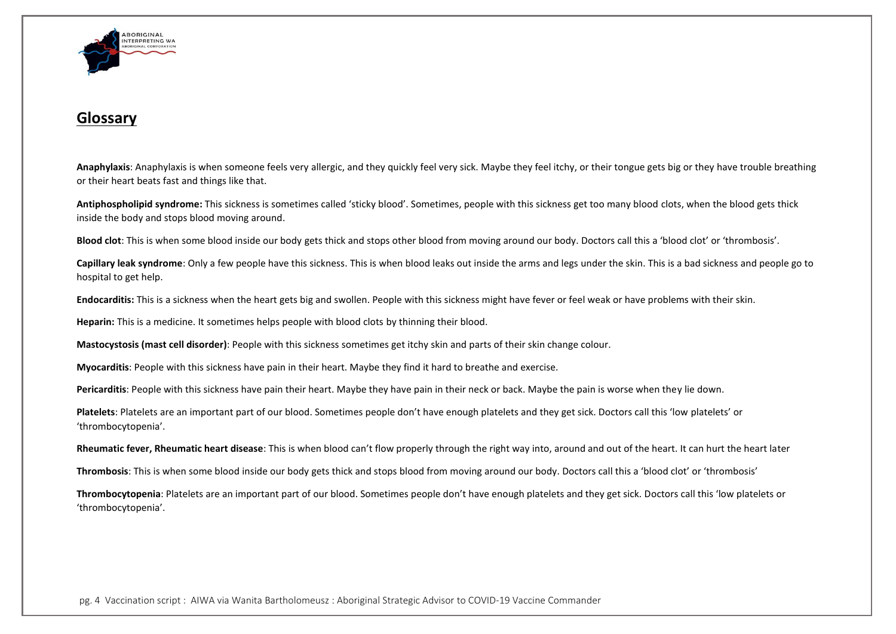## Glossary

**Anaphylaxis**: Anaphylaxis is when someone feels very allergic, and they quickly feel very sick. Maybe they feel itchy, or their tongue gets big or they have trouble breathing or their heart beats fast and things like that.

**Antiphospholipid syndrome:** This sickness is sometimes called 'sticky blood'. Sometimes, people with this sickness get too many blood clots, when the blood gets thick inside the body and stops blood moving around.

**Blood clot**: This is when some blood inside our body gets thick and stops other blood from moving around our body. Doctors call this a 'blood clot' or 'thrombosis'.

**Capillary leak syndrome**: Only a few people have this sickness. This is when blood leaks out inside the arms and legs under the skin. This is a bad sickness and people go to hospital to get help.

**Endocarditis:** This is a sickness when the heart gets big and swollen. People with this sickness might have fever or feel weak or have problems with their skin.

**Heparin:** This is a medicine. It sometimes helps people with blood clots by thinning their blood.

**Mastocystosis (mast cell disorder)**: People with this sickness sometimes get itchy skin and parts of their skin change colour.

**Myocarditis**: People with this sickness have pain in their heart. Maybe they find it hard to breathe and exercise.

**Pericarditis**: People with this sickness have pain their heart. Maybe they have pain in their neck or back. Maybe the pain is worse when they lie down.

**Platelets**: Platelets are an important part of our blood. Sometimes people don't have enough platelets and they get sick. Doctors call this 'low platelets' or 'thrombocytopenia'.

**Rheumatic fever, Rheumatic heart disease**: This is when blood can't flow properly through the right way into, around and out of the heart. It can hurt the heart later

**Thrombosis**: This is when some blood inside our body gets thick and stops blood from moving around our body. Doctors call this a 'blood clot' or 'thrombosis'

**Thrombocytopenia**: Platelets are an important part of our blood. Sometimes people don't have enough platelets and they get sick. Doctors call this 'low platelets or 'thrombocytopenia'.